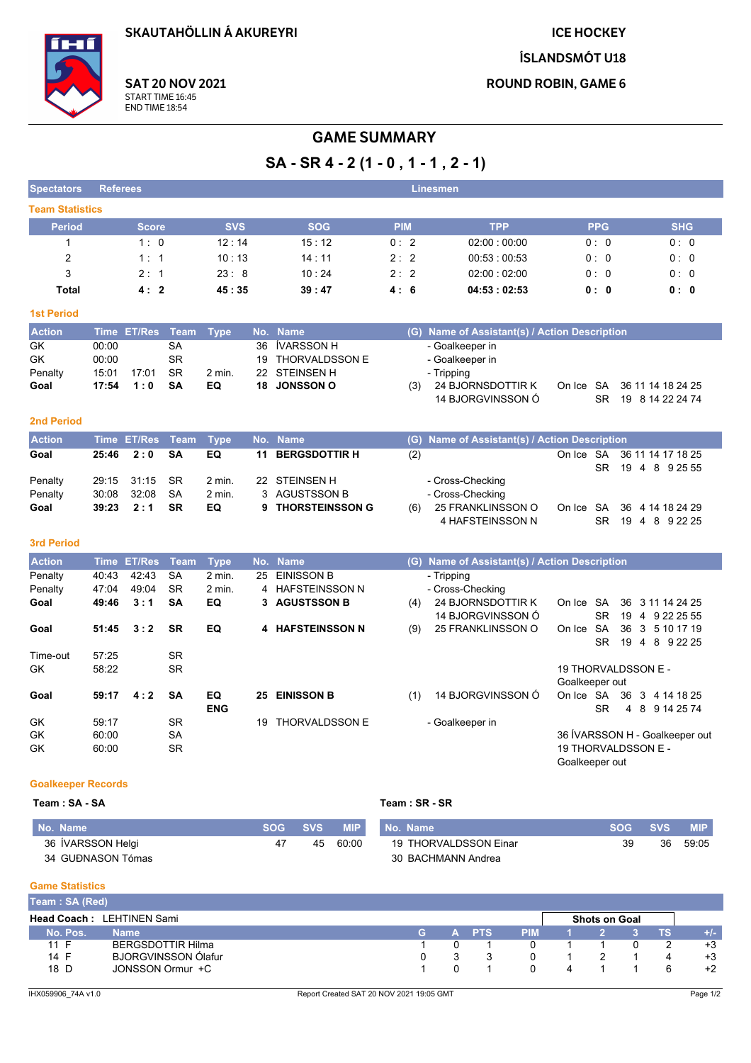SKAUTAHÖLLIN Á AKUREYRI

**SAT 20 NOV 2021**
START TIME 16:45
END TIME 18:54

ICE HOCKEY
ÍSLANDSMÓT U18
ROUND ROBIN, GAME 6

# GAME SUMMARY

## SA - SR 4 - 2 (1 - 0 , 1 - 1 , 2 - 1)

| Spectators | Referees | Linesmen |
|---|---|---|

### Team Statistics

| Period | Score | SVS | SOG | PIM | TPP | PPG | SHG |
|---|---|---|---|---|---|---|---|
| 1 | 1 : 0 | 12 : 14 | 15 : 12 | 0 : 2 | 02:00 : 00:00 | 0 : 0 | 0 : 0 |
| 2 | 1 : 1 | 10 : 13 | 14 : 11 | 2 : 2 | 00:53 : 00:53 | 0 : 0 | 0 : 0 |
| 3 | 2 : 1 | 23 : 8 | 10 : 24 | 2 : 2 | 02:00 : 02:00 | 0 : 0 | 0 : 0 |
| **Total** | **4 : 2** | **45 : 35** | **39 : 47** | **4 : 6** | **04:53 : 02:53** | **0 : 0** | **0 : 0** |

### 1st Period

| Action | Time | ET/Res | Team | Type | No. | Name | (G) | Name of Assistant(s) / Action Description | | | |
|---|---|---|---|---|---|---|---|---|---|---|---|
| GK | 00:00 | | SA | | 36 | ÍVARSSON H | | - Goalkeeper in | | | |
| GK | 00:00 | | SR | | 19 | THORVALDSSON E | | - Goalkeeper in | | | |
| Penalty | 15:01 | 17:01 | SR | 2 min. | 22 | STEINSEN H | | - Tripping | | | |
| **Goal** | **17:54** | **1 : 0** | **SA** | **EQ** | **18** | **JONSSON O** | (3) | 24 BJORNSDOTTIR K<br>14 BJORGVINSSON Ó | On Ice | SA<br>SR | 36 11 14 18 24 25<br>19 8 14 22 24 74 |

### 2nd Period

| Action | Time | ET/Res | Team | Type | No. | Name | (G) | Name of Assistant(s) / Action Description | | | |
|---|---|---|---|---|---|---|---|---|---|---|---|
| **Goal** | **25:46** | **2 : 0** | **SA** | **EQ** | **11** | **BERGSDOTTIR H** | (2) | | On Ice | SA<br>SR | 36 11 14 17 18 25<br>19 4 8 9 25 55 |
| Penalty | 29:15 | 31:15 | SR | 2 min. | 22 | STEINSEN H | | - Cross-Checking | | | |
| Penalty | 30:08 | 32:08 | SA | 2 min. | 3 | AGUSTSSON B | | - Cross-Checking | | | |
| **Goal** | **39:23** | **2 : 1** | **SR** | **EQ** | **9** | **THORSTEINSSON G** | (6) | 25 FRANKLINSSON O<br>4 HAFSTEINSSON N | On Ice | SA<br>SR | 36 4 14 18 24 29<br>19 4 8 9 22 25 |

### 3rd Period

| Action | Time | ET/Res | Team | Type | No. | Name | (G) | Name of Assistant(s) / Action Description | | | |
|---|---|---|---|---|---|---|---|---|---|---|---|
| Penalty | 40:43 | 42:43 | SA | 2 min. | 25 | EINISSON B | | - Tripping | | | |
| Penalty | 47:04 | 49:04 | SR | 2 min. | 4 | HAFSTEINSSON N | | - Cross-Checking | | | |
| **Goal** | **49:46** | **3 : 1** | **SA** | **EQ** | **3** | **AGUSTSSON B** | (4) | 24 BJORNSDOTTIR K<br>14 BJORGVINSSON Ó | On Ice | SA<br>SR | 36 3 11 14 24 25<br>19 4 9 22 25 55 |
| **Goal** | **51:45** | **3 : 2** | **SR** | **EQ** | **4** | **HAFSTEINSSON N** | (9) | 25 FRANKLINSSON O | On Ice | SA<br>SR | 36 3 5 10 17 19<br>19 4 8 9 22 25 |
| Time-out | 57:25 | | SR | | | | | | | | |
| GK | 58:22 | | SR | | | | | | 19 THORVALDSSON E - Goalkeeper out | | |
| **Goal** | **59:17** | **4 : 2** | **SA** | **EQ ENG** | **25** | **EINISSON B** | (1) | 14 BJORGVINSSON Ó | On Ice | SA<br>SR | 36 3 4 14 18 25<br>4 8 9 14 25 74 |
| GK | 59:17 | | SR | | 19 | THORVALDSSON E | | - Goalkeeper in | | | |
| GK | 60:00 | | SA | | | | | | 36 ÍVARSSON H - Goalkeeper out | | |
| GK | 60:00 | | SR | | | | | | 19 THORVALDSSON E - Goalkeeper out | | |

### Goalkeeper Records

**Team : SA - SA**

| No. Name | SOG | SVS | MIP |
|---|---|---|---|
| 36 ÍVARSSON Helgi | 47 | 45 | 60:00 |
| 34 GUÐNASON Tómas | | | |

**Team : SR - SR**

| No. Name | SOG | SVS | MIP |
|---|---|---|---|
| 19 THORVALDSSON Einar | 39 | 36 | 59:05 |
| 30 BACHMANN Andrea | | | |

### Game Statistics

**Team : SA (Red)**

**Head Coach :** LEHTINEN Sami

| No. | Pos. | Name | G | A | PTS | PIM | Shots on Goal 1 | 2 | 3 | TS | +/- |
|---|---|---|---|---|---|---|---|---|---|---|---|
| 11 | F | BERGSDOTTIR Hilma | 1 | 0 | 1 | 0 | 1 | 1 | 0 | 2 | +3 |
| 14 | F | BJORGVINSSON Ólafur | 0 | 3 | 3 | 0 | 1 | 2 | 1 | 4 | +3 |
| 18 | D | JONSSON Ormur +C | 1 | 0 | 1 | 0 | 4 | 1 | 1 | 6 | +2 |

IHX059906_74A v1.0 — Report Created SAT 20 NOV 2021 19:05 GMT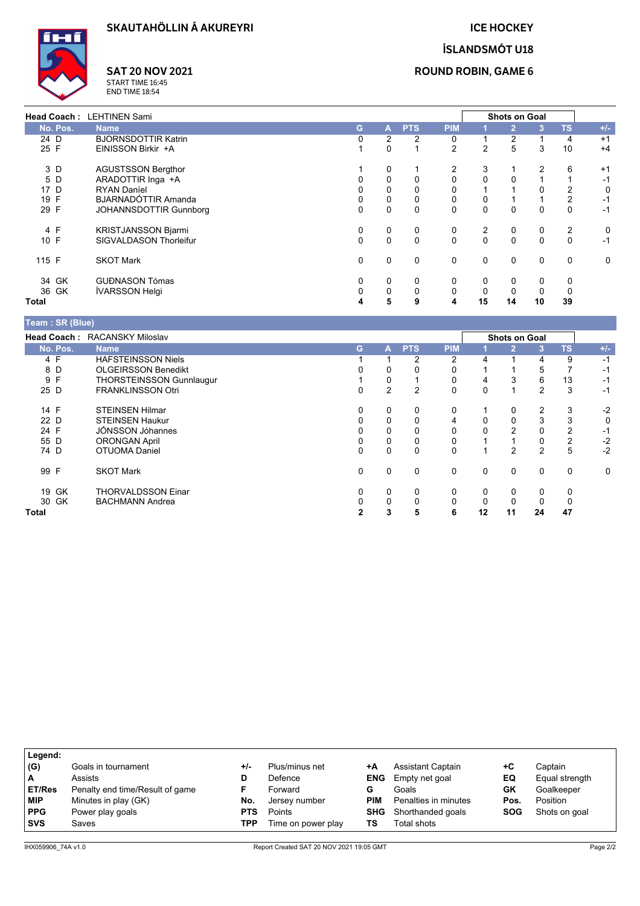SKAUTAHÖLLIN Á AKUREYRI

**SAT 20 NOV 2021**
START TIME 16:45
END TIME 18:54

# ICE HOCKEY
## ÍSLANDSMÓT U18
## ROUND ROBIN, GAME 6

Head Coach : LEHTINEN Sami

| No. | Pos. | Name | G | A | PTS | PIM | Shots on Goal 1 | 2 | 3 | TS | +/- |
|---|---|---|---|---|---|---|---|---|---|---|---|
| 24 | D | BJORNSDOTTIR Katrin | 0 | 2 | 2 | 0 | 1 | 2 | 1 | 4 | +1 |
| 25 | F | EINISSON Birkir +A | 1 | 0 | 1 | 2 | 2 | 5 | 3 | 10 | +4 |
| 3 | D | AGUSTSSON Bergthor | 1 | 0 | 1 | 2 | 3 | 1 | 2 | 6 | +1 |
| 5 | D | ARADOTTIR Inga +A | 0 | 0 | 0 | 0 | 0 | 0 | 1 | 1 | -1 |
| 17 | D | RYAN Daníel | 0 | 0 | 0 | 0 | 1 | 1 | 0 | 2 | 0 |
| 19 | F | BJARNADÓTTIR Amanda | 0 | 0 | 0 | 0 | 0 | 1 | 1 | 2 | -1 |
| 29 | F | JOHANNSDOTTIR Gunnborg | 0 | 0 | 0 | 0 | 0 | 0 | 0 | 0 | -1 |
| 4 | F | KRISTJANSSON Bjarmi | 0 | 0 | 0 | 0 | 2 | 0 | 0 | 2 | 0 |
| 10 | F | SIGVALDASON Thorleifur | 0 | 0 | 0 | 0 | 0 | 0 | 0 | 0 | -1 |
| 115 | F | SKOT Mark | 0 | 0 | 0 | 0 | 0 | 0 | 0 | 0 | 0 |
| 34 | GK | GUÐNASON Tómas | 0 | 0 | 0 | 0 | 0 | 0 | 0 | 0 | |
| 36 | GK | ÍVARSSON Helgi | 0 | 0 | 0 | 0 | 0 | 0 | 0 | 0 | |
| **Total** | | | **4** | **5** | **9** | **4** | **15** | **14** | **10** | **39** | |

Team : SR (Blue)

Head Coach : RACANSKY Miloslav

| No. | Pos. | Name | G | A | PTS | PIM | Shots on Goal 1 | 2 | 3 | TS | +/- |
|---|---|---|---|---|---|---|---|---|---|---|---|
| 4 | F | HAFSTEINSSON Niels | 1 | 1 | 2 | 2 | 4 | 1 | 4 | 9 | -1 |
| 8 | D | OLGEIRSSON Benedikt | 0 | 0 | 0 | 0 | 1 | 1 | 5 | 7 | -1 |
| 9 | F | THORSTEINSSON Gunnlaugur | 1 | 0 | 1 | 0 | 4 | 3 | 6 | 13 | -1 |
| 25 | D | FRANKLINSSON Otri | 0 | 2 | 2 | 0 | 0 | 1 | 2 | 3 | -1 |
| 14 | F | STEINSEN Hilmar | 0 | 0 | 0 | 0 | 1 | 0 | 2 | 3 | -2 |
| 22 | D | STEINSEN Haukur | 0 | 0 | 0 | 4 | 0 | 0 | 3 | 3 | 0 |
| 24 | F | JÓNSSON Jóhannes | 0 | 0 | 0 | 0 | 0 | 2 | 0 | 2 | -1 |
| 55 | D | ORONGAN April | 0 | 0 | 0 | 0 | 1 | 1 | 0 | 2 | -2 |
| 74 | D | OTUOMA Daniel | 0 | 0 | 0 | 0 | 1 | 2 | 2 | 5 | -2 |
| 99 | F | SKOT Mark | 0 | 0 | 0 | 0 | 0 | 0 | 0 | 0 | 0 |
| 19 | GK | THORVALDSSON Einar | 0 | 0 | 0 | 0 | 0 | 0 | 0 | 0 | |
| 30 | GK | BACHMANN Andrea | 0 | 0 | 0 | 0 | 0 | 0 | 0 | 0 | |
| **Total** | | | **2** | **3** | **5** | **6** | **12** | **11** | **24** | **47** | |

| Legend: | | | | | | | |
|---|---|---|---|---|---|---|---|
| (G) | Goals in tournament | +/- | Plus/minus net | +A | Assistant Captain | +C | Captain |
| A | Assists | D | Defence | ENG | Empty net goal | EQ | Equal strength |
| ET/Res | Penalty end time/Result of game | F | Forward | G | Goals | GK | Goalkeeper |
| MIP | Minutes in play (GK) | No. | Jersey number | PIM | Penalties in minutes | Pos. | Position |
| PPG | Power play goals | PTS | Points | SHG | Shorthanded goals | SOG | Shots on goal |
| SVS | Saves | TPP | Time on power play | TS | Total shots | | |

IHX059906_74A v1.0 Report Created SAT 20 NOV 2021 19:05 GMT